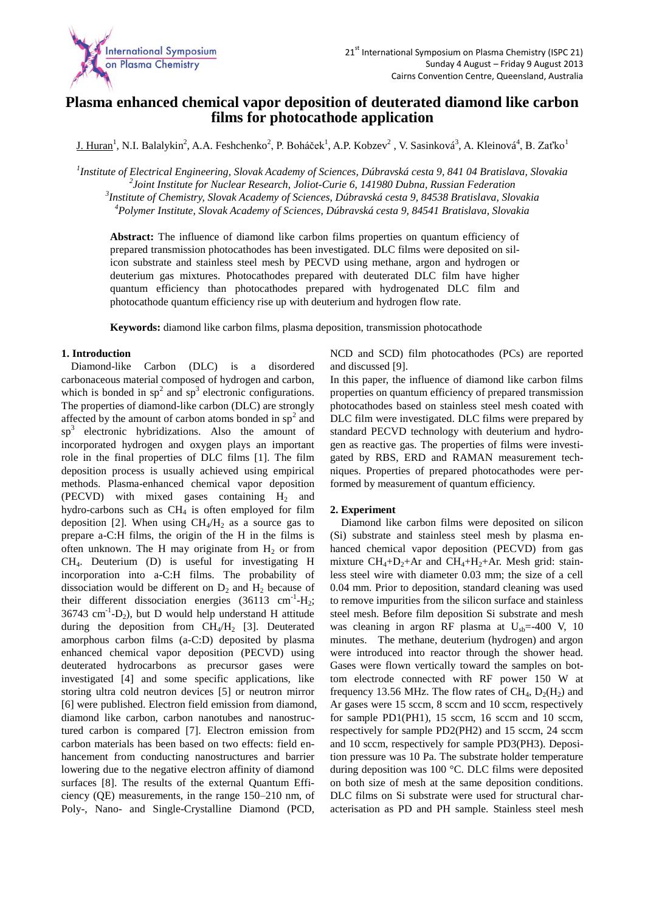# Plasma enhanced chemical vapor deposition of deuterated diamond like carbon films for photocathode application

J. Huran[1], N.I. Balalykin[2], A.A. Feshchenko[2], P. Boháček[1], A.P. Kobzev[2] , V. Sasinková[3], A. Kleinová[4], B. Zaťko[1]

[1]*Institute of Electrical Engineering, Slovak Academy of Sciences, Dúbravská cesta 9, 841 04 Bratislava, Slovakia*
[2]*Joint Institute for Nuclear Research, Joliot-Curie 6, 141980 Dubna, Russian Federation*
[3]*Institute of Chemistry, Slovak Academy of Sciences, Dúbravská cesta 9, 84538 Bratislava, Slovakia*
[4]*Polymer Institute, Slovak Academy of Sciences, Dúbravská cesta 9, 84541 Bratislava, Slovakia*

**Abstract:** The influence of diamond like carbon films properties on quantum efficiency of prepared transmission photocathodes has been investigated. DLC films were deposited on silicon substrate and stainless steel mesh by PECVD using methane, argon and hydrogen or deuterium gas mixtures. Photocathodes prepared with deuterated DLC film have higher quantum efficiency than photocathodes prepared with hydrogenated DLC film and photocathode quantum efficiency rise up with deuterium and hydrogen flow rate.

**Keywords:** diamond like carbon films, plasma deposition, transmission photocathode

## 1. Introduction

Diamond-like Carbon (DLC) is a disordered carbonaceous material composed of hydrogen and carbon, which is bonded in $sp^2$ and $sp^3$ electronic configurations. The properties of diamond-like carbon (DLC) are strongly affected by the amount of carbon atoms bonded in $sp^2$ and $sp^3$ electronic hybridizations. Also the amount of incorporated hydrogen and oxygen plays an important role in the final properties of DLC films [1]. The film deposition process is usually achieved using empirical methods. Plasma-enhanced chemical vapor deposition (PECVD) with mixed gases containing $H_2$ and hydro-carbons such as $CH_4$ is often employed for film deposition [2]. When using $CH_4/H_2$ as a source gas to prepare a-C:H films, the origin of the H in the films is often unknown. The H may originate from $H_2$ or from $CH_4$. Deuterium (D) is useful for investigating H incorporation into a-C:H films. The probability of dissociation would be different on $D_2$ and $H_2$ because of their different dissociation energies (36113 $cm^{-1}$-$H_2$; 36743 $cm^{-1}$-$D_2$), but D would help understand H attitude during the deposition from $CH_4/H_2$ [3]. Deuterated amorphous carbon films (a-C:D) deposited by plasma enhanced chemical vapor deposition (PECVD) using deuterated hydrocarbons as precursor gases were investigated [4] and some specific applications, like storing ultra cold neutron devices [5] or neutron mirror [6] were published. Electron field emission from diamond, diamond like carbon, carbon nanotubes and nanostructured carbon is compared [7]. Electron emission from carbon materials has been based on two effects: field enhancement from conducting nanostructures and barrier lowering due to the negative electron affinity of diamond surfaces [8]. The results of the external Quantum Efficiency (QE) measurements, in the range 150–210 nm, of Poly-, Nano- and Single-Crystalline Diamond (PCD, NCD and SCD) film photocathodes (PCs) are reported and discussed [9].

In this paper, the influence of diamond like carbon films properties on quantum efficiency of prepared transmission photocathodes based on stainless steel mesh coated with DLC film were investigated. DLC films were prepared by standard PECVD technology with deuterium and hydrogen as reactive gas. The properties of films were investigated by RBS, ERD and RAMAN measurement techniques. Properties of prepared photocathodes were performed by measurement of quantum efficiency.

## 2. Experiment

Diamond like carbon films were deposited on silicon (Si) substrate and stainless steel mesh by plasma enhanced chemical vapor deposition (PECVD) from gas mixture $CH_4$+$D_2$+Ar and $CH_4$+$H_2$+Ar. Mesh grid: stainless steel wire with diameter 0.03 mm; the size of a cell 0.04 mm. Prior to deposition, standard cleaning was used to remove impurities from the silicon surface and stainless steel mesh. Before film deposition Si substrate and mesh was cleaning in argon RF plasma at $U_{sb}$=-400 V, 10 minutes. The methane, deuterium (hydrogen) and argon were introduced into reactor through the shower head. Gases were flown vertically toward the samples on bottom electrode connected with RF power 150 W at frequency 13.56 MHz. The flow rates of $CH_4$, $D_2$($H_2$) and Ar gases were 15 sccm, 8 sccm and 10 sccm, respectively for sample PD1(PH1), 15 sccm, 16 sccm and 10 sccm, respectively for sample PD2(PH2) and 15 sccm, 24 sccm and 10 sccm, respectively for sample PD3(PH3). Deposition pressure was 10 Pa. The substrate holder temperature during deposition was 100 °C. DLC films were deposited on both size of mesh at the same deposition conditions. DLC films on Si substrate were used for structural characterisation as PD and PH sample. Stainless steel mesh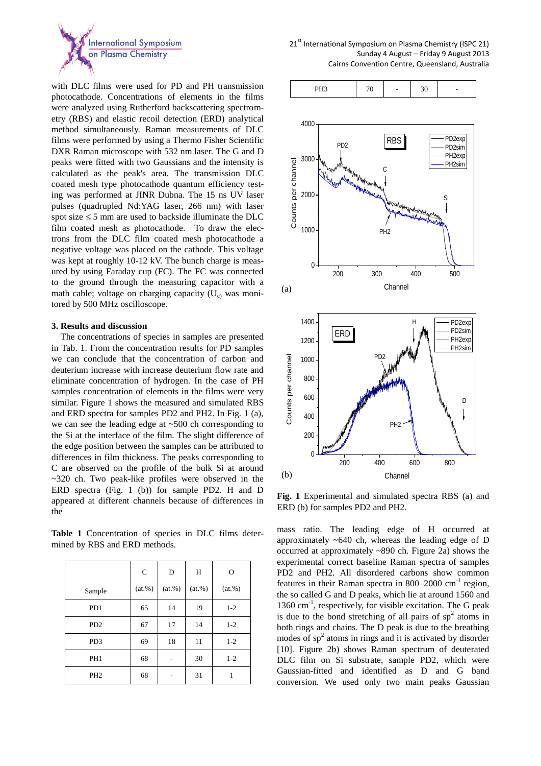with DLC films were used for PD and PH transmission photocathode. Concentrations of elements in the films were analyzed using Rutherford backscattering spectrometry (RBS) and elastic recoil detection (ERD) analytical method simultaneously. Raman measurements of DLC films were performed by using a Thermo Fisher Scientific DXR Raman microscope with 532 nm laser. The G and D peaks were fitted with two Gaussians and the intensity is calculated as the peak's area. The transmission DLC coated mesh type photocathode quantum efficiency testing was performed at JINR Dubna. The 15 ns UV laser pulses (quadrupled Nd:YAG laser, 266 nm) with laser spot size ≤ 5 mm are used to backside illuminate the DLC film coated mesh as photocathode. To draw the electrons from the DLC film coated mesh photocathode a negative voltage was placed on the cathode. This voltage was kept at roughly 10-12 kV. The bunch charge is measured by using Faraday cup (FC). The FC was connected to the ground through the measuring capacitor with a math cable; voltage on charging capacity ($U_c$) was monitored by 500 MHz oscilloscope.

### 3. Results and discussion

The concentrations of species in samples are presented in Tab. 1. From the concentration results for PD samples we can conclude that the concentration of carbon and deuterium increase with increase deuterium flow rate and eliminate concentration of hydrogen. In the case of PH samples concentration of elements in the films were very similar. Figure 1 shows the measured and simulated RBS and ERD spectra for samples PD2 and PH2. In Fig. 1 (a), we can see the leading edge at ~500 ch corresponding to the Si at the interface of the film. The slight difference of the edge position between the samples can be attributed to differences in film thickness. The peaks corresponding to C are observed on the profile of the bulk Si at around ~320 ch. Two peak-like profiles were observed in the ERD spectra (Fig. 1 (b)) for sample PD2. H and D appeared at different channels because of differences in the mass ratio. The leading edge of H occurred at approximately ~640 ch, whereas the leading edge of D occurred at approximately ~890 ch. Figure 2a) shows the experimental correct baseline Raman spectra of samples PD2 and PH2. All disordered carbons show common features in their Raman spectra in 800–2000 $cm^{-1}$ region, the so called G and D peaks, which lie at around 1560 and 1360 $cm^{-1}$, respectively, for visible excitation. The G peak is due to the bond stretching of all pairs of $sp^2$ atoms in both rings and chains. The D peak is due to the breathing modes of $sp^2$ atoms in rings and it is activated by disorder [10]. Figure 2b) shows Raman spectrum of deuterated DLC film on Si substrate, sample PD2, which were Gaussian-fitted and identified as D and G band conversion. We used only two main peaks Gaussian

**Table 1** Concentration of species in DLC films determined by RBS and ERD methods.

| Sample | C (at.%) | D (at.%) | H (at.%) | O (at.%) |
|---|---|---|---|---|
| PD1 | 65 | 14 | 19 | 1-2 |
| PD2 | 67 | 17 | 14 | 1-2 |
| PD3 | 69 | 18 | 11 | 1-2 |
| PH1 | 68 | - | 30 | 1-2 |
| PH2 | 68 | - | 31 | 1 |
| PH3 | 70 | - | 30 | - |

**Fig. 1** Experimental and simulated spectra RBS (a) and ERD (b) for samples PD2 and PH2.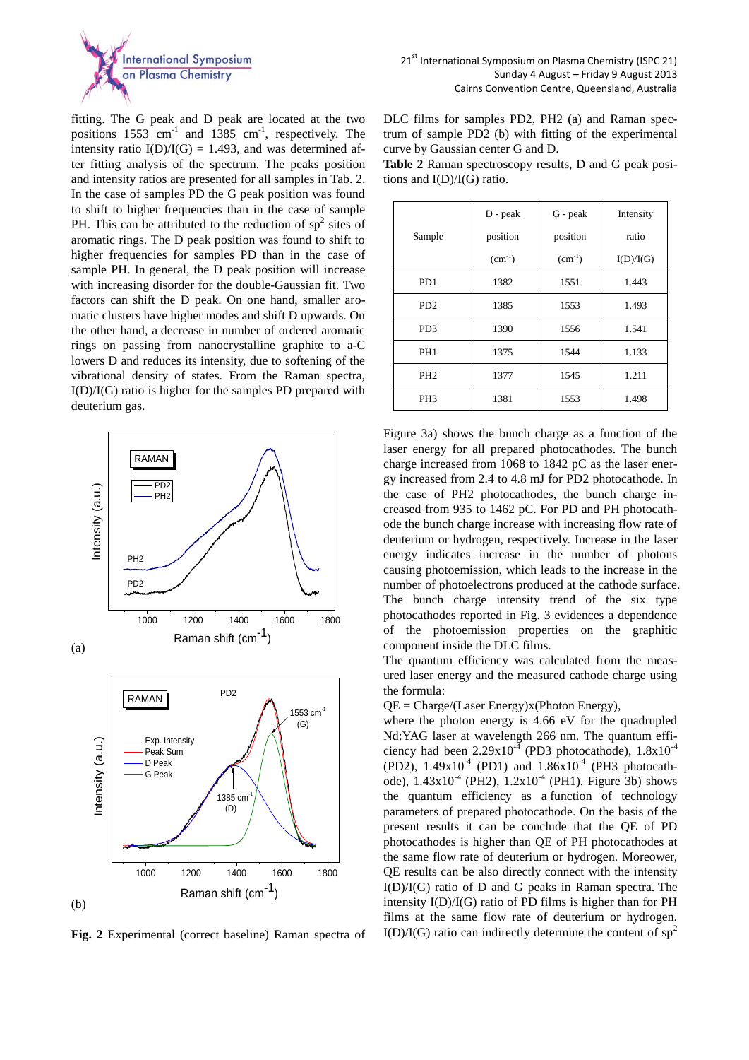fitting. The G peak and D peak are located at the two positions 1553 $cm^{-1}$ and 1385 $cm^{-1}$, respectively. The intensity ratio I(D)/I(G) = 1.493, and was determined after fitting analysis of the spectrum. The peaks position and intensity ratios are presented for all samples in Tab. 2. In the case of samples PD the G peak position was found to shift to higher frequencies than in the case of sample PH. This can be attributed to the reduction of $sp^2$ sites of aromatic rings. The D peak position was found to shift to higher frequencies for samples PD than in the case of sample PH. In general, the D peak position will increase with increasing disorder for the double-Gaussian fit. Two factors can shift the D peak. On one hand, smaller aromatic clusters have higher modes and shift D upwards. On the other hand, a decrease in number of ordered aromatic rings on passing from nanocrystalline graphite to a-C lowers D and reduces its intensity, due to softening of the vibrational density of states. From the Raman spectra, I(D)/I(G) ratio is higher for the samples PD prepared with deuterium gas.

(a)

(b)

**Fig. 2** Experimental (correct baseline) Raman spectra of DLC films for samples PD2, PH2 (a) and Raman spectrum of sample PD2 (b) with fitting of the experimental curve by Gaussian center G and D.

**Table 2** Raman spectroscopy results, D and G peak positions and I(D)/I(G) ratio.

| Sample | D - peak position ($cm^{-1}$) | G - peak position ($cm^{-1}$) | Intensity ratio I(D)/I(G) |
|---|---|---|---|
| PD1 | 1382 | 1551 | 1.443 |
| PD2 | 1385 | 1553 | 1.493 |
| PD3 | 1390 | 1556 | 1.541 |
| PH1 | 1375 | 1544 | 1.133 |
| PH2 | 1377 | 1545 | 1.211 |
| PH3 | 1381 | 1553 | 1.498 |

Figure 3a) shows the bunch charge as a function of the laser energy for all prepared photocathodes. The bunch charge increased from 1068 to 1842 pC as the laser energy increased from 2.4 to 4.8 mJ for PD2 photocathode. In the case of PH2 photocathodes, the bunch charge increased from 935 to 1462 pC. For PD and PH photocathode the bunch charge increase with increasing flow rate of deuterium or hydrogen, respectively. Increase in the laser energy indicates increase in the number of photons causing photoemission, which leads to the increase in the number of photoelectrons produced at the cathode surface. The bunch charge intensity trend of the six type photocathodes report in Fig. 3 evidences a dependence of the photoemission properties on the graphitic component inside the DLC films.

The quantum efficiency was calculated from the measured laser energy and the measured cathode charge using the formula:

QE = Charge/(Laser Energy)x(Photon Energy),

where the photon energy is 4.66 eV for the quadrupled Nd:YAG laser at wavelength 266 nm. The quantum efficiency had been $2.29\times10^{-4}$ (PD3 photocathode), $1.8\times10^{-4}$ (PD2), $1.49\times10^{-4}$ (PD1) and $1.86\times10^{-4}$ (PH3 photocathode), $1.43\times10^{-4}$ (PH2), $1.2\times10^{-4}$ (PH1). Figure 3b) shows the quantum efficiency as a function of technology parameters of prepared photocathode. On the basis of the present results it can be conclude that the QE of PD photocathodes is higher than QE of PH photocathodes at the same flow rate of deuterium or hydrogen. Moreower, QE results can be also directly connect with the intensity I(D)/I(G) ratio of D and G peaks in Raman spectra. The intensity I(D)/I(G) ratio of PD films is higher than for PH films at the same flow rate of deuterium or hydrogen. I(D)/I(G) ratio can indirectly determine the content of $sp^2$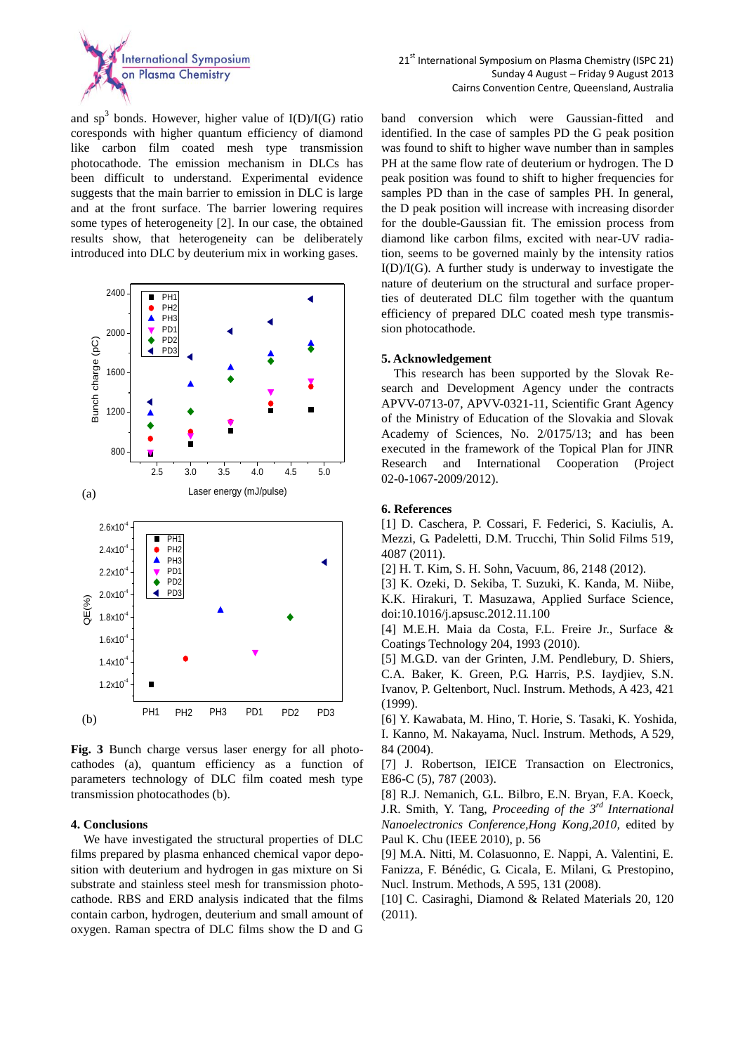and sp$^3$ bonds. However, higher value of I(D)/I(G) ratio coresponds with higher quantum efficiency of diamond like carbon film coated mesh type transmission photocathode. The emission mechanism in DLCs has been difficult to understand. Experimental evidence suggests that the main barrier to emission in DLC is large and at the front surface. The barrier lowering requires some types of heterogeneity [2]. In our case, the obtained results show, that heterogeneity can be deliberately introduced into DLC by deuterium mix in working gases.

**Fig. 3** Bunch charge versus laser energy for all photocathodes (a), quantum efficiency as a function of parameters technology of DLC film coated mesh type transmission photocathodes (b).

## 4. Conclusions

We have investigated the structural properties of DLC films prepared by plasma enhanced chemical vapor deposition with deuterium and hydrogen in gas mixture on Si substrate and stainless steel mesh for transmission photocathode. RBS and ERD analysis indicated that the films contain carbon, hydrogen, deuterium and small amount of oxygen. Raman spectra of DLC films show the D and G band conversion which were Gaussian-fitted and identified. In the case of samples PD the G peak position was found to shift to higher wave number than in samples PH at the same flow rate of deuterium or hydrogen. The D peak position was found to shift to higher frequencies for samples PD than in the case of samples PH. In general, the D peak position will increase with increasing disorder for the double-Gaussian fit. The emission process from diamond like carbon films, excited with near-UV radiation, seems to be governed mainly by the intensity ratios I(D)/I(G). A further study is underway to investigate the nature of deuterium on the structural and surface properties of deuterated DLC film together with the quantum efficiency of prepared DLC coated mesh type transmission photocathode.

## 5. Acknowledgement

This research has been supported by the Slovak Research and Development Agency under the contracts APVV-0713-07, APVV-0321-11, Scientific Grant Agency of the Ministry of Education of the Slovakia and Slovak Academy of Sciences, No. 2/0175/13; and has been executed in the framework of the Topical Plan for JINR Research and International Cooperation (Project 02-0-1067-2009/2012).

## 6. References

[1] D. Caschera, P. Cossari, F. Federici, S. Kaciulis, A. Mezzi, G. Padeletti, D.M. Trucchi, Thin Solid Films 519, 4087 (2011).

[2] H. T. Kim, S. H. Sohn, Vacuum, 86, 2148 (2012).

[3] K. Ozeki, D. Sekiba, T. Suzuki, K. Kanda, M. Niibe, K.K. Hirakuri, T. Masuzawa, Applied Surface Science, doi:10.1016/j.apsusc.2012.11.100

[4] M.E.H. Maia da Costa, F.L. Freire Jr., Surface & Coatings Technology 204, 1993 (2010).

[5] M.G.D. van der Grinten, J.M. Pendlebury, D. Shiers, C.A. Baker, K. Green, P.G. Harris, P.S. Iaydjiev, S.N. Ivanov, P. Geltenbort, Nucl. Instrum. Methods, A 423, 421 (1999).

[6] Y. Kawabata, M. Hino, T. Horie, S. Tasaki, K. Yoshida, I. Kanno, M. Nakayama, Nucl. Instrum. Methods, A 529, 84 (2004).

[7] J. Robertson, IEICE Transaction on Electronics, E86-C (5), 787 (2003).

[8] R.J. Nemanich, G.L. Bilbro, E.N. Bryan, F.A. Koeck, J.R. Smith, Y. Tang, *Proceeding of the 3$^{rd}$ International Nanoelectronics Conference,Hong Kong,2010*, edited by Paul K. Chu (IEEE 2010), p. 56

[9] M.A. Nitti, M. Colasuonno, E. Nappi, A. Valentini, E. Fanizza, F. Bénédic, G. Cicala, E. Milani, G. Prestopino, Nucl. Instrum. Methods, A 595, 131 (2008).

[10] C. Casiraghi, Diamond & Related Materials 20, 120 (2011).